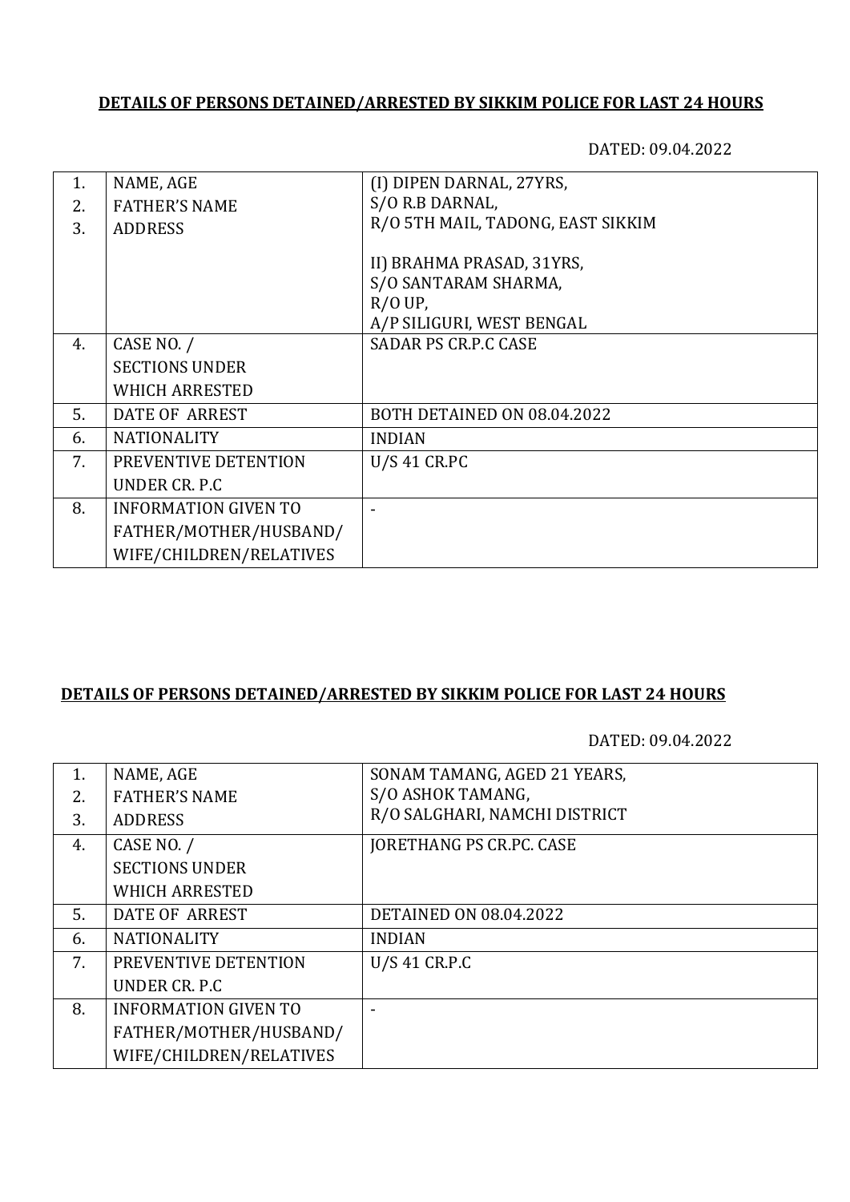## DETAILS OF PERSONS DETAINED/ARRESTED BY SIKKIM POLICE FOR LAST 24 HOURS

DATED: 09.04.2022

| | | |
|---|---|---|
| 1.<br>2.<br>3. | NAME, AGE<br>FATHER'S NAME<br>ADDRESS | (I) DIPEN DARNAL, 27YRS,<br>S/O R.B DARNAL,<br>R/O 5TH MAIL, TADONG, EAST SIKKIM<br><br>II) BRAHMA PRASAD, 31YRS,<br>S/O SANTARAM SHARMA,<br>R/O UP,<br>A/P SILIGURI, WEST BENGAL |
| 4. | CASE NO. /<br>SECTIONS UNDER<br>WHICH ARRESTED | SADAR PS CR.P.C CASE |
| 5. | DATE OF ARREST | BOTH DETAINED ON 08.04.2022 |
| 6. | NATIONALITY | INDIAN |
| 7. | PREVENTIVE DETENTION<br>UNDER CR. P.C | U/S 41 CR.PC |
| 8. | INFORMATION GIVEN TO<br>FATHER/MOTHER/HUSBAND/<br>WIFE/CHILDREN/RELATIVES | - |

## DETAILS OF PERSONS DETAINED/ARRESTED BY SIKKIM POLICE FOR LAST 24 HOURS

DATED: 09.04.2022

| | | |
|---|---|---|
| 1.<br>2.<br>3. | NAME, AGE<br>FATHER'S NAME<br>ADDRESS | SONAM TAMANG, AGED 21 YEARS,<br>S/O ASHOK TAMANG,<br>R/O SALGHARI, NAMCHI DISTRICT |
| 4. | CASE NO. /<br>SECTIONS UNDER<br>WHICH ARRESTED | JORETHANG PS CR.PC. CASE |
| 5. | DATE OF ARREST | DETAINED ON 08.04.2022 |
| 6. | NATIONALITY | INDIAN |
| 7. | PREVENTIVE DETENTION<br>UNDER CR. P.C | U/S 41 CR.P.C |
| 8. | INFORMATION GIVEN TO<br>FATHER/MOTHER/HUSBAND/<br>WIFE/CHILDREN/RELATIVES | - |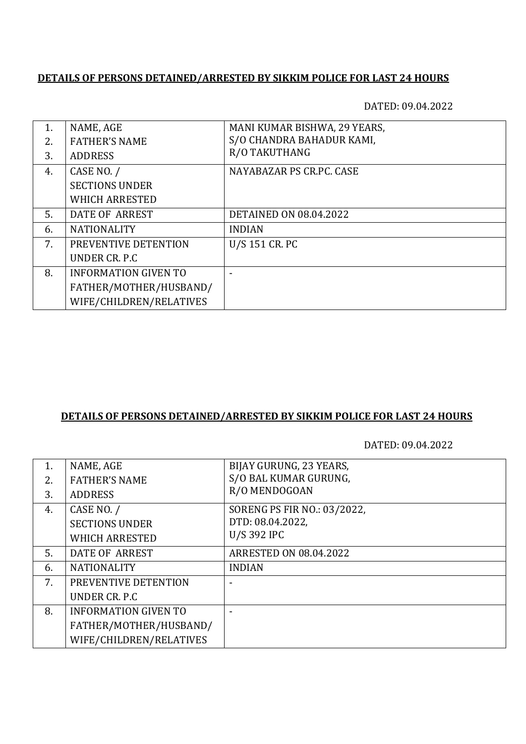**DETAILS OF PERSONS DETAINED/ARRESTED BY SIKKIM POLICE FOR LAST 24 HOURS**

DATED: 09.04.2022

| | | |
|---|---|---|
| 1.<br>2.<br>3. | NAME, AGE<br>FATHER'S NAME<br>ADDRESS | MANI KUMAR BISHWA, 29 YEARS,<br>S/O CHANDRA BAHADUR KAMI,<br>R/O TAKUTHANG |
| 4. | CASE NO. /<br>SECTIONS UNDER<br>WHICH ARRESTED | NAYABAZAR PS CR.PC. CASE |
| 5. | DATE OF ARREST | DETAINED ON 08.04.2022 |
| 6. | NATIONALITY | INDIAN |
| 7. | PREVENTIVE DETENTION<br>UNDER CR. P.C | U/S 151 CR. PC |
| 8. | INFORMATION GIVEN TO<br>FATHER/MOTHER/HUSBAND/<br>WIFE/CHILDREN/RELATIVES | - |

**DETAILS OF PERSONS DETAINED/ARRESTED BY SIKKIM POLICE FOR LAST 24 HOURS**

DATED: 09.04.2022

| | | |
|---|---|---|
| 1.<br>2.<br>3. | NAME, AGE<br>FATHER'S NAME<br>ADDRESS | BIJAY GURUNG, 23 YEARS,<br>S/O BAL KUMAR GURUNG,<br>R/O MENDOGOAN |
| 4. | CASE NO. /<br>SECTIONS UNDER<br>WHICH ARRESTED | SORENG PS FIR NO.: 03/2022,<br>DTD: 08.04.2022,<br>U/S 392 IPC |
| 5. | DATE OF ARREST | ARRESTED ON 08.04.2022 |
| 6. | NATIONALITY | INDIAN |
| 7. | PREVENTIVE DETENTION<br>UNDER CR. P.C | - |
| 8. | INFORMATION GIVEN TO<br>FATHER/MOTHER/HUSBAND/<br>WIFE/CHILDREN/RELATIVES | - |